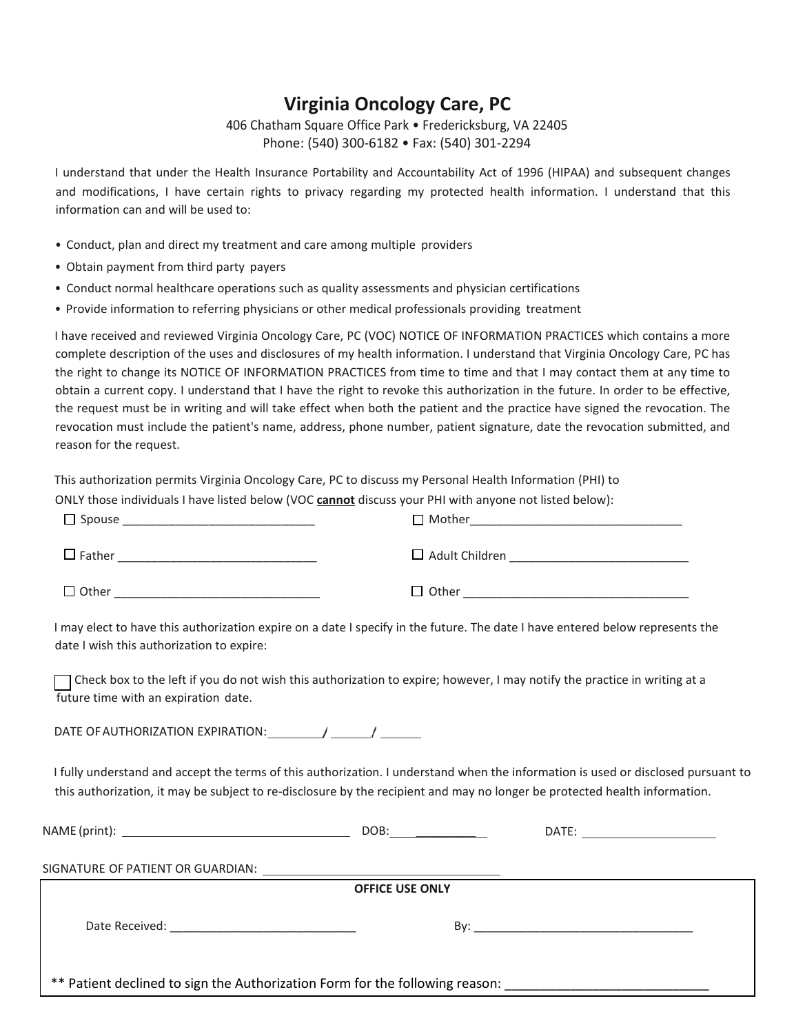# Virginia Oncology Care, PC

406 Chatham Square Office Park • Fredericksburg, VA 22405
Phone: (540) 300-6182 • Fax: (540) 301-2294

I understand that under the Health Insurance Portability and Accountability Act of 1996 (HIPAA) and subsequent changes and modifications, I have certain rights to privacy regarding my protected health information. I understand that this information can and will be used to:

- Conduct, plan and direct my treatment and care among multiple providers
- Obtain payment from third party payers
- Conduct normal healthcare operations such as quality assessments and physician certifications
- Provide information to referring physicians or other medical professionals providing treatment

I have received and reviewed Virginia Oncology Care, PC (VOC) NOTICE OF INFORMATION PRACTICES which contains a more complete description of the uses and disclosures of my health information. I understand that Virginia Oncology Care, PC has the right to change its NOTICE OF INFORMATION PRACTICES from time to time and that I may contact them at any time to obtain a current copy. I understand that I have the right to revoke this authorization in the future. In order to be effective, the request must be in writing and will take effect when both the patient and the practice have signed the revocation. The revocation must include the patient's name, address, phone number, patient signature, date the revocation submitted, and reason for the request.

This authorization permits Virginia Oncology Care, PC to discuss my Personal Health Information (PHI) to ONLY those individuals I have listed below (VOC **cannot** discuss your PHI with anyone not listed below):

☐ Spouse ____________________________ ☐ Mother________________________________

☐ Father _____________________________ ☐ Adult Children ___________________________

☐ Other ______________________________ ☐ Other _________________________________

I may elect to have this authorization expire on a date I specify in the future. The date I have entered below represents the date I wish this authorization to expire:

☐ Check box to the left if you do not wish this authorization to expire; however, I may notify the practice in writing at a future time with an expiration date.

DATE OF AUTHORIZATION EXPIRATION: ________/ ______/ ______

I fully understand and accept the terms of this authorization. I understand when the information is used or disclosed pursuant to this authorization, it may be subject to re-disclosure by the recipient and may no longer be protected health information.

NAME (print): ________________________________ DOB: __________ DATE: ____________________

SIGNATURE OF PATIENT OR GUARDIAN: ____________________________________

**OFFICE USE ONLY**

Date Received: ____________________________ By: _________________________________

** Patient declined to sign the Authorization Form for the following reason: ___________________________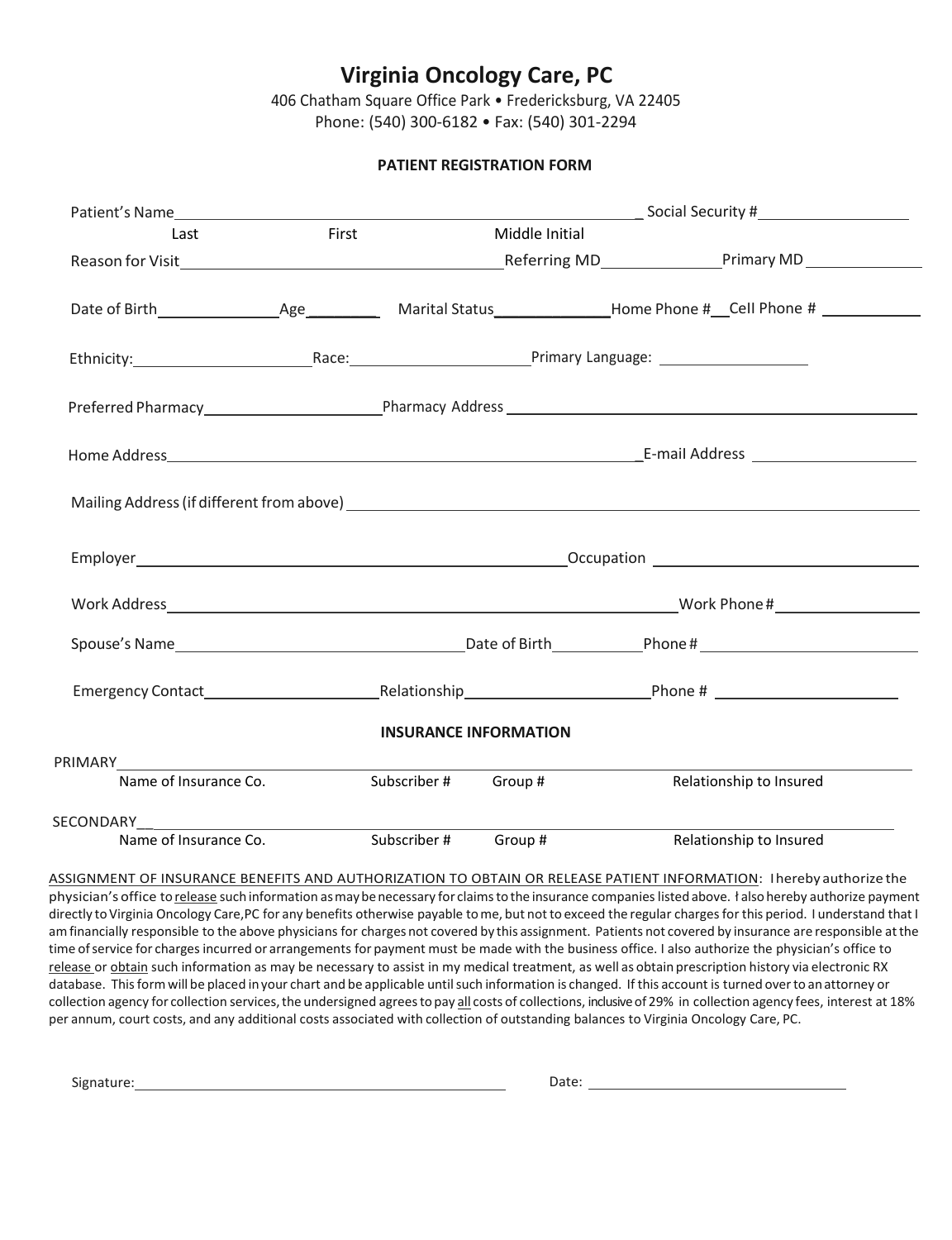# Virginia Oncology Care, PC

406 Chatham Square Office Park • Fredericksburg, VA 22405
Phone: (540) 300-6182 • Fax: (540) 301-2294

## PATIENT REGISTRATION FORM

Patient's Name_______________________________________________ Social Security #_______________
Last First Middle Initial

Reason for Visit_______________________________ Referring MD____________ Primary MD ____________

Date of Birth____________ Age________ Marital Status____________ Home Phone #__ Cell Phone # __________

Ethnicity:__________________ Race:__________________ Primary Language: ________________

Preferred Pharmacy__________________ Pharmacy Address ________________________________________

Home Address_______________________________________________ E-mail Address _________________

Mailing Address (if different from above) _______________________________________________________

Employer__________________________________________ Occupation ___________________________

Work Address___________________________________________________ Work Phone#_______________

Spouse's Name______________________________ Date of Birth_________ Phone#______________________

Emergency Contact__________________ Relationship____________________ Phone # ____________________

## INSURANCE INFORMATION

PRIMARY_________________________________________________________________________________
Name of Insurance Co. Subscriber # Group # Relationship to Insured

SECONDARY__________________________________________________________________________________
Name of Insurance Co. Subscriber # Group # Relationship to Insured

ASSIGNMENT OF INSURANCE BENEFITS AND AUTHORIZATION TO OBTAIN OR RELEASE PATIENT INFORMATION: I hereby authorize the physician's office to release such information as may be necessary for claims to the insurance companies listed above. I also hereby authorize payment directly to Virginia Oncology Care,PC for any benefits otherwise payable to me, but not to exceed the regular charges for this period. I understand that I am financially responsible to the above physicians for charges not covered by this assignment. Patients not covered by insurance are responsible at the time of service for charges incurred or arrangements for payment must be made with the business office. I also authorize the physician's office to release or obtain such information as may be necessary to assist in my medical treatment, as well as obtain prescription history via electronic RX database. This form will be placed in your chart and be applicable until such information is changed. If this account is turned over to an attorney or collection agency for collection services, the undersigned agrees to pay all costs of collections, inclusive of 29% in collection agency fees, interest at 18% per annum, court costs, and any additional costs associated with collection of outstanding balances to Virginia Oncology Care, PC.

Signature:_________________________________________ Date: ______________________________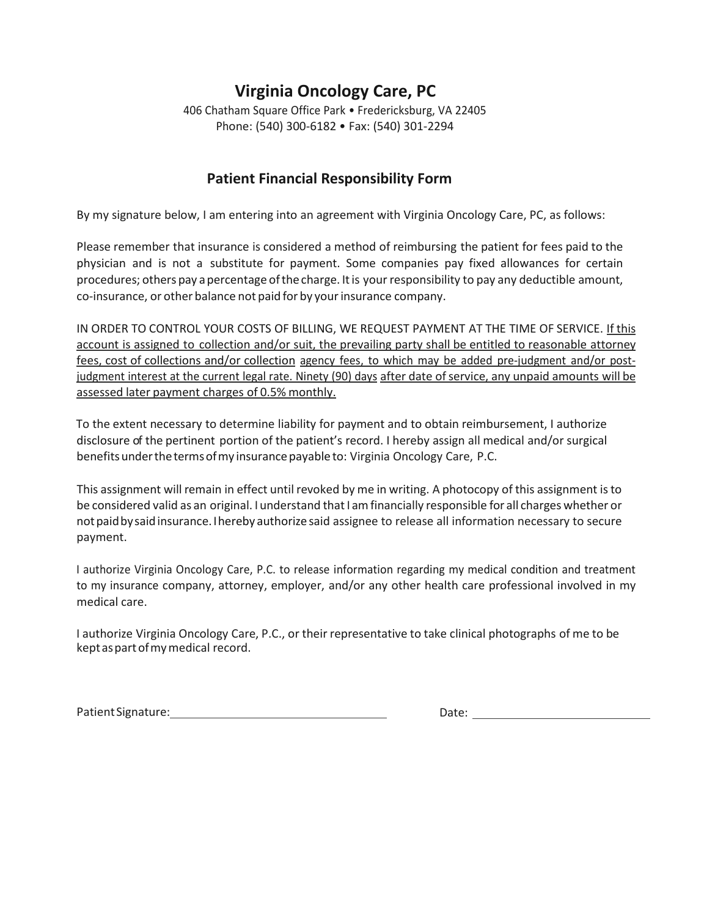# Virginia Oncology Care, PC

406 Chatham Square Office Park • Fredericksburg, VA 22405
Phone: (540) 300-6182 • Fax: (540) 301-2294

## Patient Financial Responsibility Form

By my signature below, I am entering into an agreement with Virginia Oncology Care, PC, as follows:

Please remember that insurance is considered a method of reimbursing the patient for fees paid to the physician and is not a substitute for payment. Some companies pay fixed allowances for certain procedures; others pay a percentage of the charge. It is your responsibility to pay any deductible amount, co-insurance, or other balance not paid for by your insurance company.

IN ORDER TO CONTROL YOUR COSTS OF BILLING, WE REQUEST PAYMENT AT THE TIME OF SERVICE. <u>If this account is assigned to collection and/or suit, the prevailing party shall be entitled to reasonable attorney fees, cost of collections and/or collection agency fees, to which may be added pre-judgment and/or post-judgment interest at the current legal rate. Ninety (90) days after date of service, any unpaid amounts will be assessed later payment charges of 0.5% monthly.</u>

To the extent necessary to determine liability for payment and to obtain reimbursement, I authorize disclosure of the pertinent portion of the patient's record. I hereby assign all medical and/or surgical benefits under the terms of my insurance payable to: Virginia Oncology Care, P.C.

This assignment will remain in effect until revoked by me in writing. A photocopy of this assignment is to be considered valid as an original. I understand that I am financially responsible for all charges whether or not paid by said insurance. I hereby authorize said assignee to release all information necessary to secure payment.

I authorize Virginia Oncology Care, P.C. to release information regarding my medical condition and treatment to my insurance company, attorney, employer, and/or any other health care professional involved in my medical care.

I authorize Virginia Oncology Care, P.C., or their representative to take clinical photographs of me to be kept as part of my medical record.

Patient Signature: ______________________________ Date: ____________________________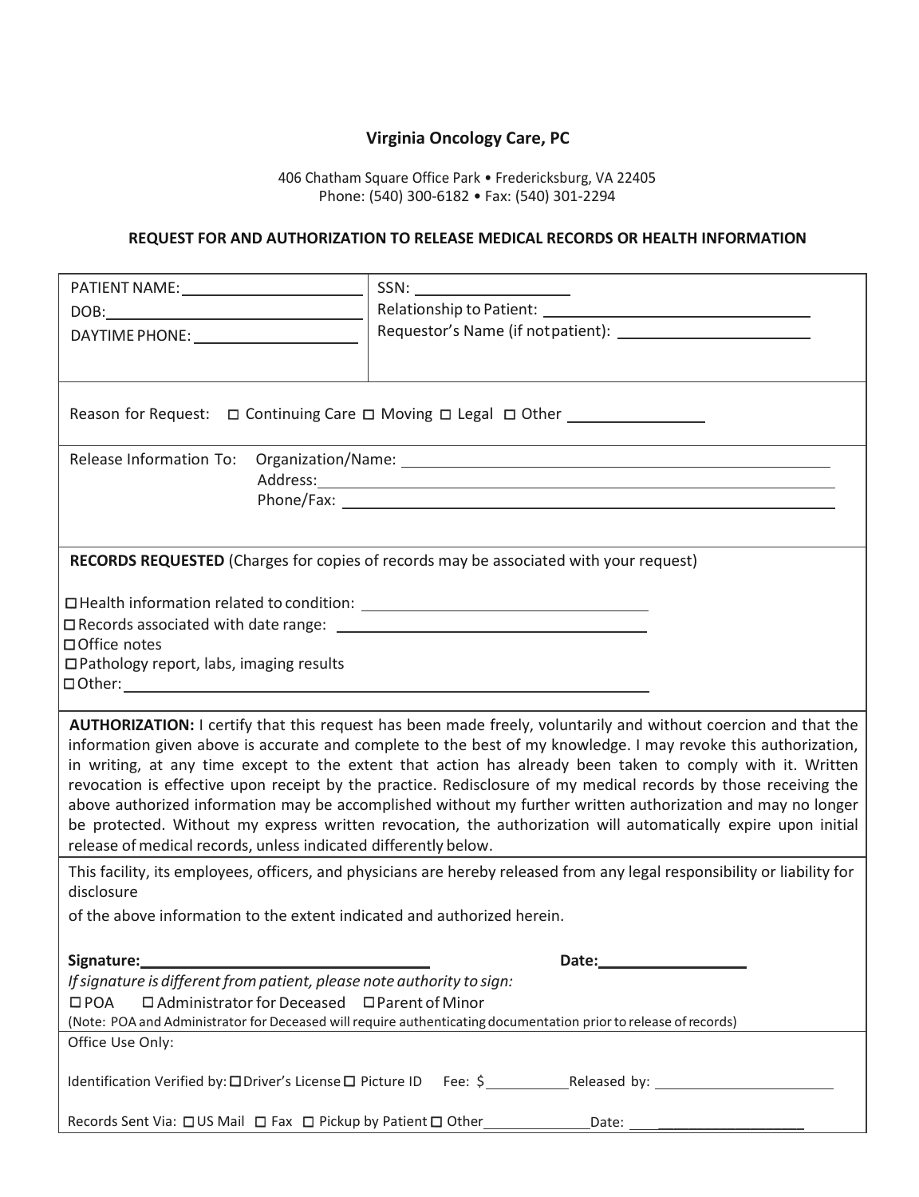# Virginia Oncology Care, PC

406 Chatham Square Office Park • Fredericksburg, VA 22405
Phone: (540) 300-6182 • Fax: (540) 301-2294

## REQUEST FOR AND AUTHORIZATION TO RELEASE MEDICAL RECORDS OR HEALTH INFORMATION

| | |
|---|---|
| PATIENT NAME: ____________________ | SSN: ________________ |
| DOB: ____________________ | Relationship to Patient: ____________________ |
| DAYTIME PHONE: ________________ | Requestor's Name (if not patient): ____________________ |

Reason for Request: ☐ Continuing Care ☐ Moving ☐ Legal ☐ Other ______________

Release Information To: Organization/Name: ____________________________________________
Address: ____________________________________________
Phone/Fax: ____________________________________________

**RECORDS REQUESTED** (Charges for copies of records may be associated with your request)

☐ Health information related to condition: ______________________________
☐ Records associated with date range: ______________________________
☐ Office notes
☐ Pathology report, labs, imaging results
☐ Other: ____________________________________________

**AUTHORIZATION:** I certify that this request has been made freely, voluntarily and without coercion and that the information given above is accurate and complete to the best of my knowledge. I may revoke this authorization, in writing, at any time except to the extent that action has already been taken to comply with it. Written revocation is effective upon receipt by the practice. Redisclosure of my medical records by those receiving the above authorized information may be accomplished without my further written authorization and may no longer be protected. Without my express written revocation, the authorization will automatically expire upon initial release of medical records, unless indicated differently below.

This facility, its employees, officers, and physicians are hereby released from any legal responsibility or liability for disclosure

of the above information to the extent indicated and authorized herein.

**Signature:** ______________________________ **Date:** ________________

*If signature is different from patient, please note authority to sign:*

☐ POA ☐ Administrator for Deceased ☐ Parent of Minor

(Note: POA and Administrator for Deceased will require authenticating documentation prior to release of records)

Office Use Only:

Identification Verified by: ☐ Driver's License ☐ Picture ID Fee: $ __________ Released by: ____________________

Records Sent Via: ☐ US Mail ☐ Fax ☐ Pickup by Patient ☐ Other ____________ Date: ________________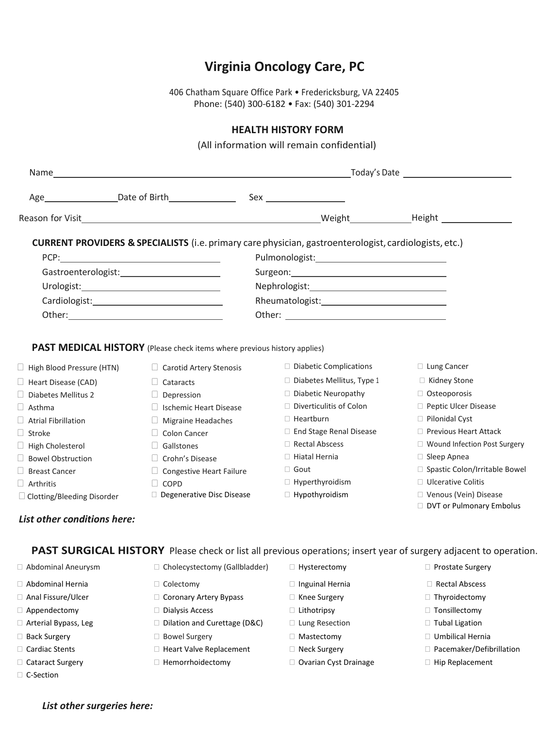# Virginia Oncology Care, PC

406 Chatham Square Office Park • Fredericksburg, VA 22405
Phone: (540) 300-6182 • Fax: (540) 301-2294

## HEALTH HISTORY FORM

(All information will remain confidential)

Name ______________________________ Today's Date ______________

Age __________ Date of Birth __________ Sex ____________

Reason for Visit ______________________________ Weight __________ Height __________

**CURRENT PROVIDERS & SPECIALISTS** (i.e. primary care physician, gastroenterologist, cardiologists, etc.)

PCP: ____________________ Pulmonologist: ____________________

Gastroenterologist: ____________________ Surgeon: ____________________

Urologist: ____________________ Nephrologist: ____________________

Cardiologist: ____________________ Rheumatologist: ____________________

Other: ____________________ Other: ____________________

**PAST MEDICAL HISTORY** (Please check items where previous history applies)

- ☐ High Blood Pressure (HTN)
- ☐ Heart Disease (CAD)
- ☐ Diabetes Mellitus 2
- ☐ Asthma
- ☐ Atrial Fibrillation
- ☐ Stroke
- ☐ High Cholesterol
- ☐ Bowel Obstruction
- ☐ Breast Cancer
- ☐ Arthritis
- ☐ Clotting/Bleeding Disorder
- ☐ Carotid Artery Stenosis
- ☐ Cataracts
- ☐ Depression
- ☐ Ischemic Heart Disease
- ☐ Migraine Headaches
- ☐ Colon Cancer
- ☐ Gallstones
- ☐ Crohn's Disease
- ☐ Congestive Heart Failure
- ☐ COPD
- ☐ Degenerative Disc Disease
- ☐ Diabetic Complications
- ☐ Diabetes Mellitus, Type 1
- ☐ Diabetic Neuropathy
- ☐ Diverticulitis of Colon
- ☐ Heartburn
- ☐ End Stage Renal Disease
- ☐ Rectal Abscess
- ☐ Hiatal Hernia
- ☐ Gout
- ☐ Hyperthyroidism
- ☐ Hypothyroidism
- ☐ Lung Cancer
- ☐ Kidney Stone
- ☐ Osteoporosis
- ☐ Peptic Ulcer Disease
- ☐ Pilonidal Cyst
- ☐ Previous Heart Attack
- ☐ Wound Infection Post Surgery
- ☐ Sleep Apnea
- ☐ Spastic Colon/Irritable Bowel
- ☐ Ulcerative Colitis
- ☐ Venous (Vein) Disease
- ☐ DVT or Pulmonary Embolus

***List other conditions here:***

**PAST SURGICAL HISTORY** Please check or list all previous operations; insert year of surgery adjacent to operation.

- ☐ Abdominal Aneurysm
- ☐ Abdominal Hernia
- ☐ Anal Fissure/Ulcer
- ☐ Appendectomy
- ☐ Arterial Bypass, Leg
- ☐ Back Surgery
- ☐ Cardiac Stents
- ☐ Cataract Surgery
- ☐ C-Section
- ☐ Cholecystectomy (Gallbladder)
- ☐ Colectomy
- ☐ Coronary Artery Bypass
- ☐ Dialysis Access
- ☐ Dilation and Curettage (D&C)
- ☐ Bowel Surgery
- ☐ Heart Valve Replacement
- ☐ Hemorrhoidectomy
- ☐ Hysterectomy
- ☐ Inguinal Hernia
- ☐ Knee Surgery
- ☐ Lithotripsy
- ☐ Lung Resection
- ☐ Mastectomy
- ☐ Neck Surgery
- ☐ Ovarian Cyst Drainage
- ☐ Prostate Surgery
- ☐ Rectal Abscess
- ☐ Thyroidectomy
- ☐ Tonsillectomy
- ☐ Tubal Ligation
- ☐ Umbilical Hernia
- ☐ Pacemaker/Defibrillation
- ☐ Hip Replacement

***List other surgeries here:***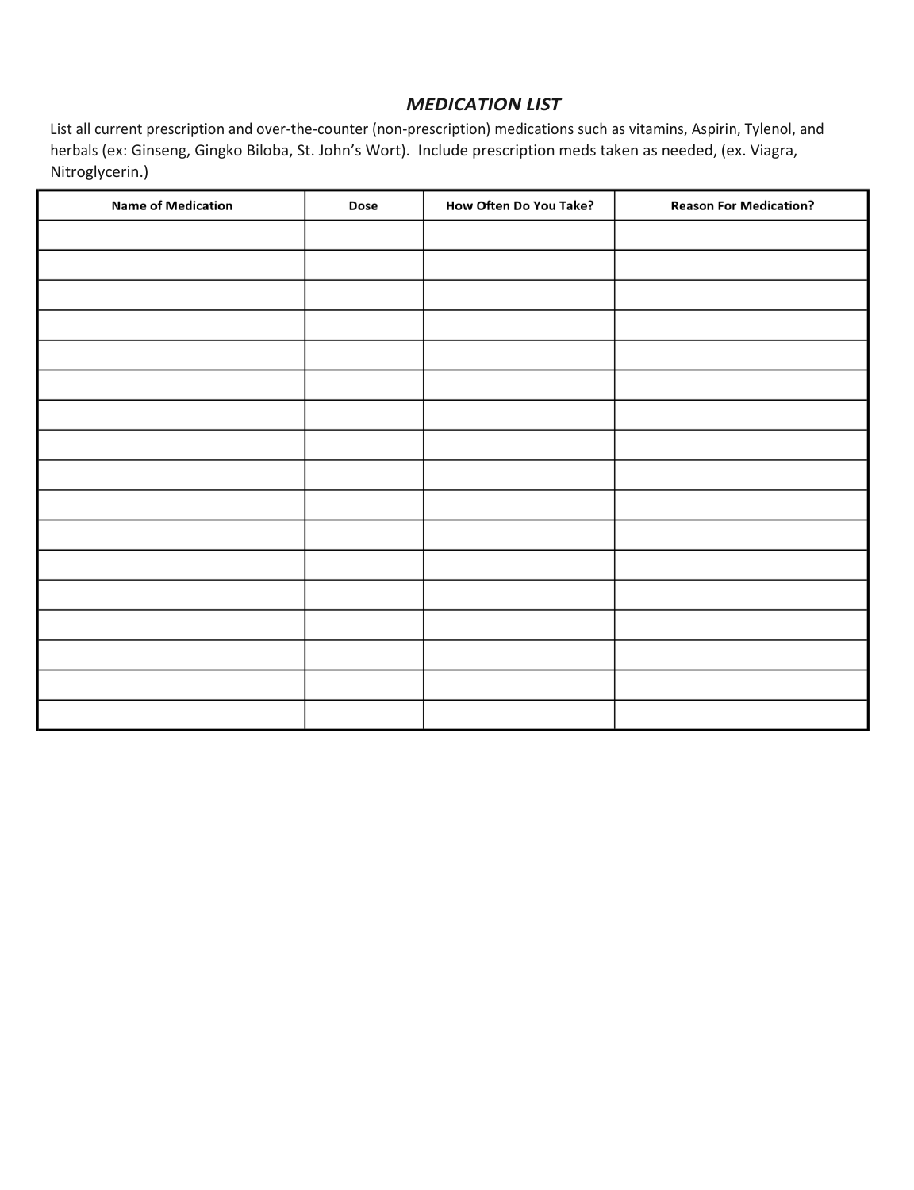## *MEDICATION LIST*

List all current prescription and over-the-counter (non-prescription) medications such as vitamins, Aspirin, Tylenol, and herbals (ex: Ginseng, Gingko Biloba, St. John's Wort). Include prescription meds taken as needed, (ex. Viagra, Nitroglycerin.)

| Name of Medication | Dose | How Often Do You Take? | Reason For Medication? |
|---|---|---|---|
| | | | |
| | | | |
| | | | |
| | | | |
| | | | |
| | | | |
| | | | |
| | | | |
| | | | |
| | | | |
| | | | |
| | | | |
| | | | |
| | | | |
| | | | |
| | | | |
| | | | |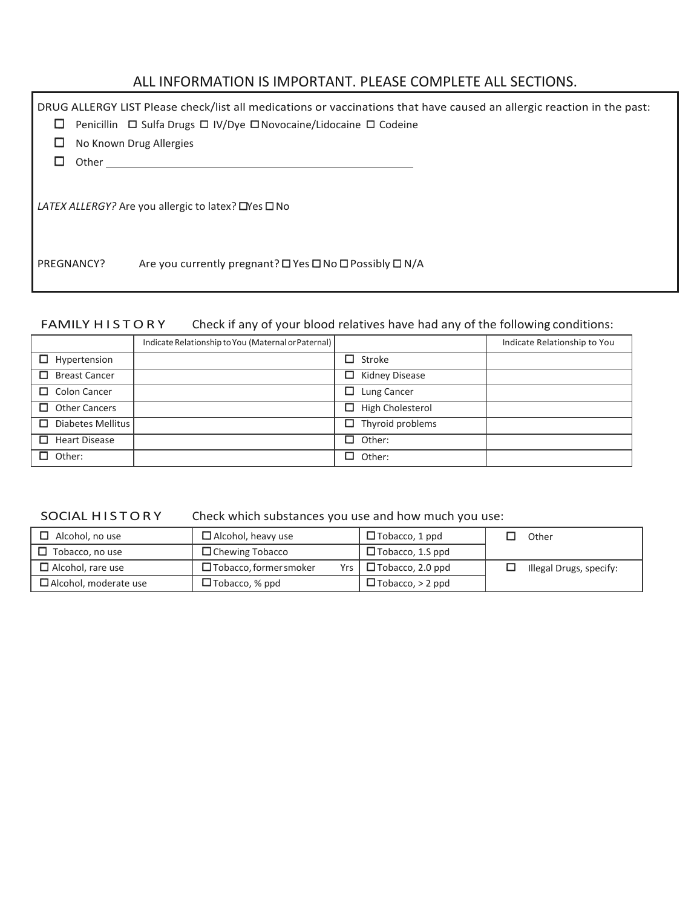## ALL INFORMATION IS IMPORTANT. PLEASE COMPLETE ALL SECTIONS.

DRUG ALLERGY LIST Please check/list all medications or vaccinations that have caused an allergic reaction in the past:

- ☐ Penicillin ☐ Sulfa Drugs ☐ IV/Dye ☐ Novocaine/Lidocaine ☐ Codeine
- ☐ No Known Drug Allergies
- ☐ Other ______________________________________________

*LATEX ALLERGY?* Are you allergic to latex? ☐ Yes ☐ No

PREGNANCY? Are you currently pregnant? ☐ Yes ☐ No ☐ Possibly ☐ N/A

### FAMILY HISTORY

Check if any of your blood relatives have had any of the following conditions:

| | Indicate Relationship to You (Maternal or Paternal) | | Indicate Relationship to You |
|---|---|---|---|
| ☐ Hypertension | | ☐ Stroke | |
| ☐ Breast Cancer | | ☐ Kidney Disease | |
| ☐ Colon Cancer | | ☐ Lung Cancer | |
| ☐ Other Cancers | | ☐ High Cholesterol | |
| ☐ Diabetes Mellitus | | ☐ Thyroid problems | |
| ☐ Heart Disease | | ☐ Other: | |
| ☐ Other: | | ☐ Other: | |

### SOCIAL HISTORY

Check which substances you use and how much you use:

| | | | |
|---|---|---|---|
| ☐ Alcohol, no use | ☐ Alcohol, heavy use | ☐ Tobacco, 1 ppd | ☐ Other |
| ☐ Tobacco, no use | ☐ Chewing Tobacco | ☐ Tobacco, 1.S ppd | |
| ☐ Alcohol, rare use | ☐ Tobacco, former smoker Yrs | ☐ Tobacco, 2.0 ppd | ☐ Illegal Drugs, specify: |
| ☐ Alcohol, moderate use | ☐ Tobacco, % ppd | ☐ Tobacco, > 2 ppd | |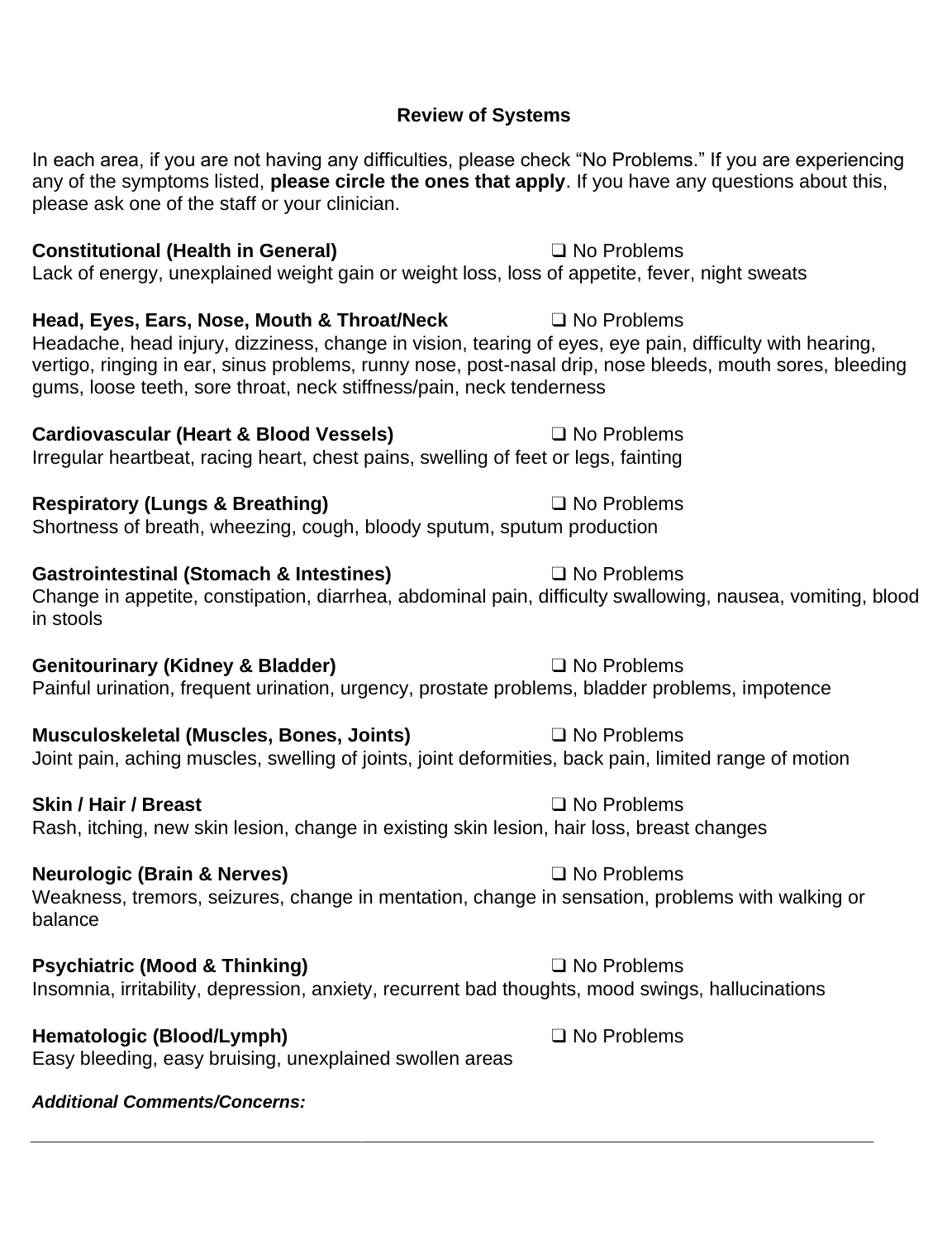## Review of Systems

In each area, if you are not having any difficulties, please check "No Problems." If you are experiencing any of the symptoms listed, **please circle the ones that apply**. If you have any questions about this, please ask one of the staff or your clinician.

**Constitutional (Health in General)** ❑ No Problems
Lack of energy, unexplained weight gain or weight loss, loss of appetite, fever, night sweats

**Head, Eyes, Ears, Nose, Mouth & Throat/Neck** ❑ No Problems
Headache, head injury, dizziness, change in vision, tearing of eyes, eye pain, difficulty with hearing, vertigo, ringing in ear, sinus problems, runny nose, post-nasal drip, nose bleeds, mouth sores, bleeding gums, loose teeth, sore throat, neck stiffness/pain, neck tenderness

**Cardiovascular (Heart & Blood Vessels)** ❑ No Problems
Irregular heartbeat, racing heart, chest pains, swelling of feet or legs, fainting

**Respiratory (Lungs & Breathing)** ❑ No Problems
Shortness of breath, wheezing, cough, bloody sputum, sputum production

**Gastrointestinal (Stomach & Intestines)** ❑ No Problems
Change in appetite, constipation, diarrhea, abdominal pain, difficulty swallowing, nausea, vomiting, blood in stools

**Genitourinary (Kidney & Bladder)** ❑ No Problems
Painful urination, frequent urination, urgency, prostate problems, bladder problems, impotence

**Musculoskeletal (Muscles, Bones, Joints)** ❑ No Problems
Joint pain, aching muscles, swelling of joints, joint deformities, back pain, limited range of motion

**Skin / Hair / Breast** ❑ No Problems
Rash, itching, new skin lesion, change in existing skin lesion, hair loss, breast changes

**Neurologic (Brain & Nerves)** ❑ No Problems
Weakness, tremors, seizures, change in mentation, change in sensation, problems with walking or balance

**Psychiatric (Mood & Thinking)** ❑ No Problems
Insomnia, irritability, depression, anxiety, recurrent bad thoughts, mood swings, hallucinations

**Hematologic (Blood/Lymph)** ❑ No Problems
Easy bleeding, easy bruising, unexplained swollen areas

***Additional Comments/Concerns:***

______________________________________________________________________________________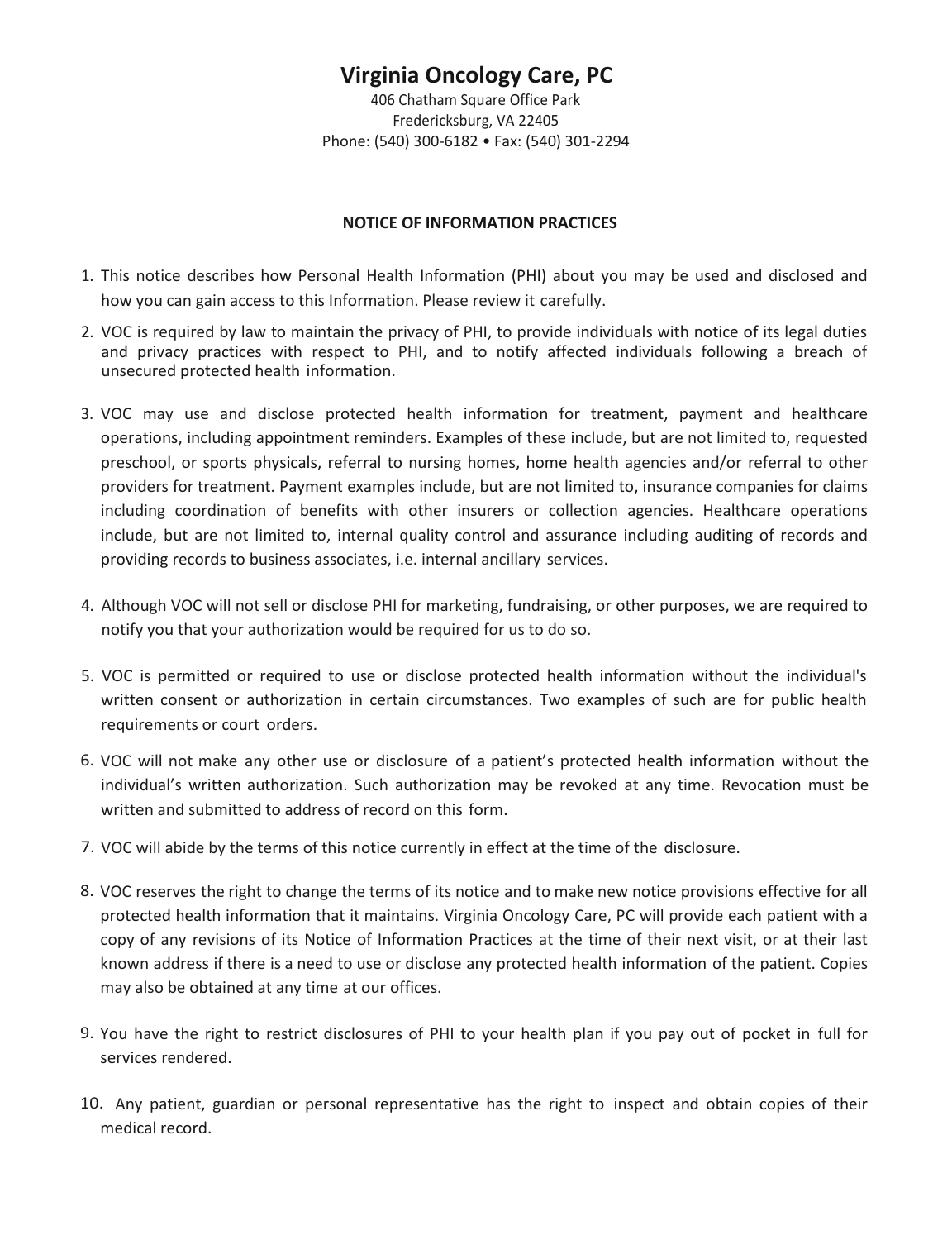# Virginia Oncology Care, PC

406 Chatham Square Office Park
Fredericksburg, VA 22405
Phone: (540) 300-6182 • Fax: (540) 301-2294

## NOTICE OF INFORMATION PRACTICES

1. This notice describes how Personal Health Information (PHI) about you may be used and disclosed and how you can gain access to this Information. Please review it carefully.
2. VOC is required by law to maintain the privacy of PHI, to provide individuals with notice of its legal duties and privacy practices with respect to PHI, and to notify affected individuals following a breach of unsecured protected health information.
3. VOC may use and disclose protected health information for treatment, payment and healthcare operations, including appointment reminders. Examples of these include, but are not limited to, requested preschool, or sports physicals, referral to nursing homes, home health agencies and/or referral to other providers for treatment. Payment examples include, but are not limited to, insurance companies for claims including coordination of benefits with other insurers or collection agencies. Healthcare operations include, but are not limited to, internal quality control and assurance including auditing of records and providing records to business associates, i.e. internal ancillary services.
4. Although VOC will not sell or disclose PHI for marketing, fundraising, or other purposes, we are required to notify you that your authorization would be required for us to do so.
5. VOC is permitted or required to use or disclose protected health information without the individual's written consent or authorization in certain circumstances. Two examples of such are for public health requirements or court orders.
6. VOC will not make any other use or disclosure of a patient's protected health information without the individual's written authorization. Such authorization may be revoked at any time. Revocation must be written and submitted to address of record on this form.
7. VOC will abide by the terms of this notice currently in effect at the time of the disclosure.
8. VOC reserves the right to change the terms of its notice and to make new notice provisions effective for all protected health information that it maintains. Virginia Oncology Care, PC will provide each patient with a copy of any revisions of its Notice of Information Practices at the time of their next visit, or at their last known address if there is a need to use or disclose any protected health information of the patient. Copies may also be obtained at any time at our offices.
9. You have the right to restrict disclosures of PHI to your health plan if you pay out of pocket in full for services rendered.
10. Any patient, guardian or personal representative has the right to inspect and obtain copies of their medical record.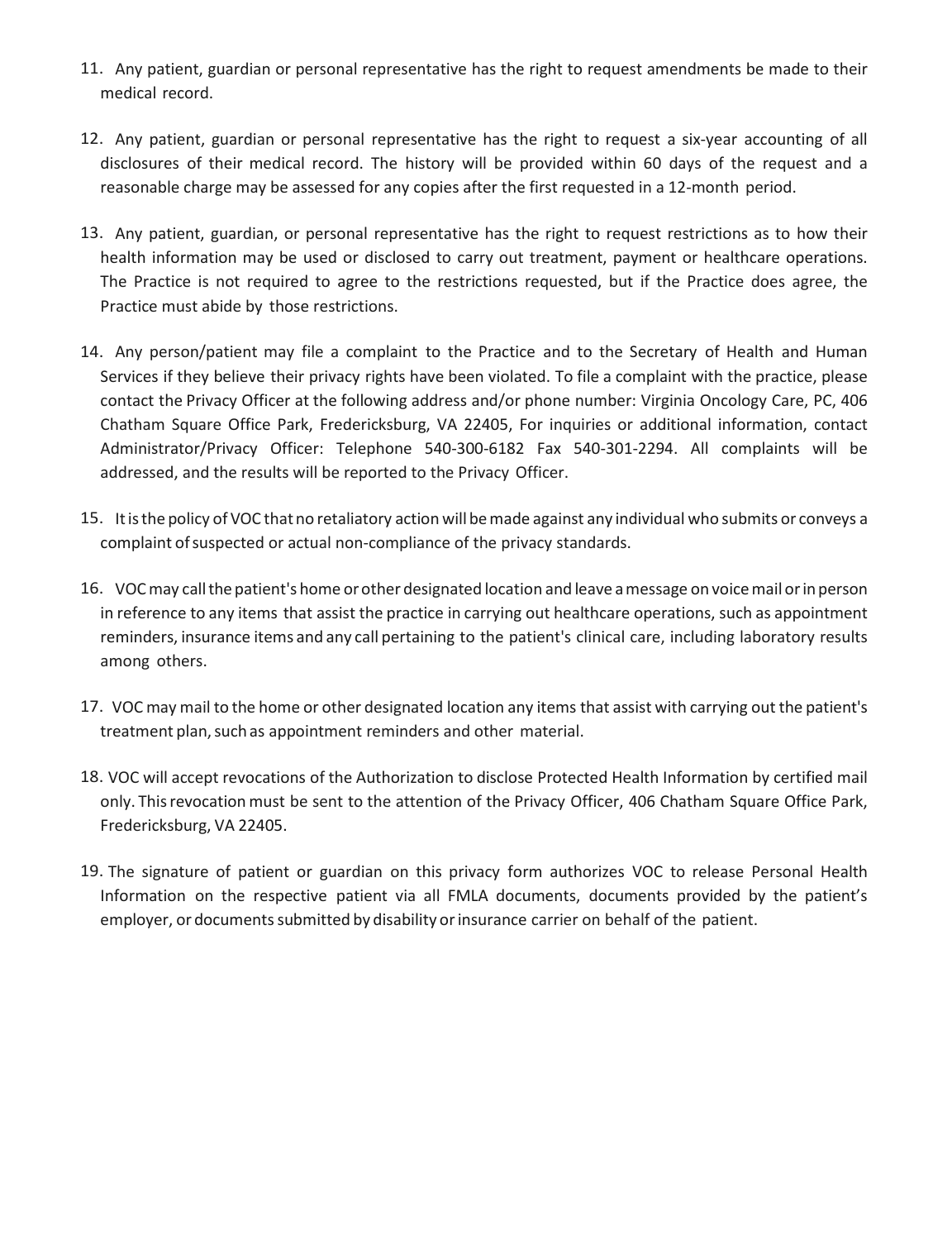11. Any patient, guardian or personal representative has the right to request amendments be made to their medical record.

12. Any patient, guardian or personal representative has the right to request a six-year accounting of all disclosures of their medical record. The history will be provided within 60 days of the request and a reasonable charge may be assessed for any copies after the first requested in a 12-month period.

13. Any patient, guardian, or personal representative has the right to request restrictions as to how their health information may be used or disclosed to carry out treatment, payment or healthcare operations. The Practice is not required to agree to the restrictions requested, but if the Practice does agree, the Practice must abide by those restrictions.

14. Any person/patient may file a complaint to the Practice and to the Secretary of Health and Human Services if they believe their privacy rights have been violated. To file a complaint with the practice, please contact the Privacy Officer at the following address and/or phone number: Virginia Oncology Care, PC, 406 Chatham Square Office Park, Fredericksburg, VA 22405, For inquiries or additional information, contact Administrator/Privacy Officer: Telephone 540-300-6182 Fax 540-301-2294. All complaints will be addressed, and the results will be reported to the Privacy Officer.

15. It is the policy of VOC that no retaliatory action will be made against any individual who submits or conveys a complaint of suspected or actual non-compliance of the privacy standards.

16. VOC may call the patient's home or other designated location and leave a message on voice mail or in person in reference to any items that assist the practice in carrying out healthcare operations, such as appointment reminders, insurance items and any call pertaining to the patient's clinical care, including laboratory results among others.

17. VOC may mail to the home or other designated location any items that assist with carrying out the patient's treatment plan, such as appointment reminders and other material.

18. VOC will accept revocations of the Authorization to disclose Protected Health Information by certified mail only. This revocation must be sent to the attention of the Privacy Officer, 406 Chatham Square Office Park, Fredericksburg, VA 22405.

19. The signature of patient or guardian on this privacy form authorizes VOC to release Personal Health Information on the respective patient via all FMLA documents, documents provided by the patient's employer, or documents submitted by disability or insurance carrier on behalf of the patient.